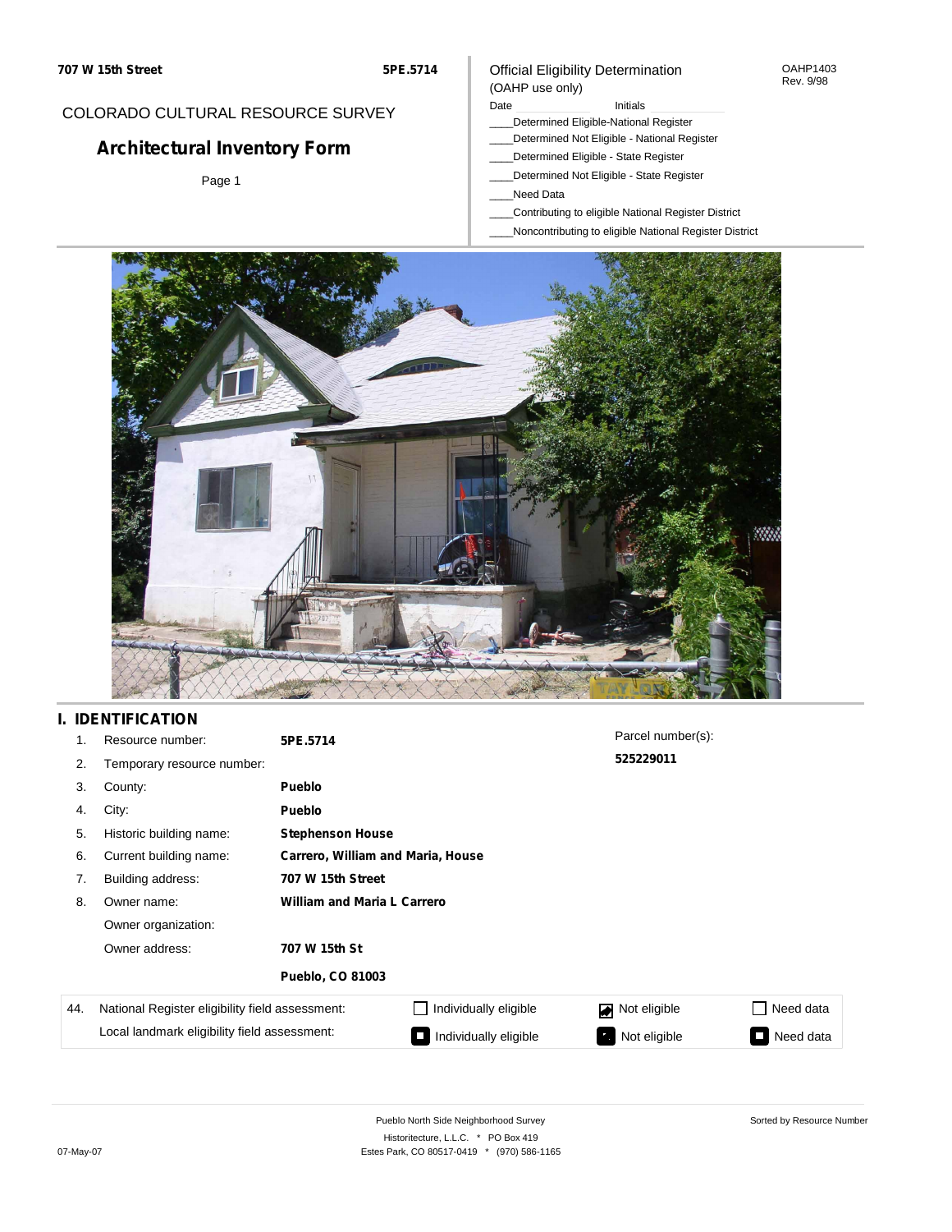**707 W 15th Street** **5PE.5714**

COLORADO CULTURAL RESOURCE SURVEY

# Architectural Inventory Form

Page 1

Official Eligibility Determination
(OAHP use only)

OAHP1403
Rev. 9/98

Date Initials

____Determined Eligible-National Register
____Determined Not Eligible - National Register
____Determined Eligible - State Register
____Determined Not Eligible - State Register
____Need Data
____Contributing to eligible National Register District
____Noncontributing to eligible National Register District

## I. IDENTIFICATION

| | | |
|---|---|---|
| 1. | Resource number: | **5PE.5714** |
| 2. | Temporary resource number: | |
| 3. | County: | **Pueblo** |
| 4. | City: | **Pueblo** |
| 5. | Historic building name: | **Stephenson House** |
| 6. | Current building name: | **Carrero, William and Maria, House** |
| 7. | Building address: | **707 W 15th Street** |
| 8. | Owner name: | **William and Maria L Carrero** |
| | Owner organization: | |
| | Owner address: | **707 W 15th St** |
| | | **Pueblo, CO 81003** |

Parcel number(s):
**525229011**

| 44. | | | | |
|---|---|---|---|---|
| National Register eligibility field assessment: | ☐ Individually eligible | ☑ Not eligible | ☐ Need data |
| Local landmark eligibility field assessment: | ☐ Individually eligible | ☐ Not eligible | ☐ Need data |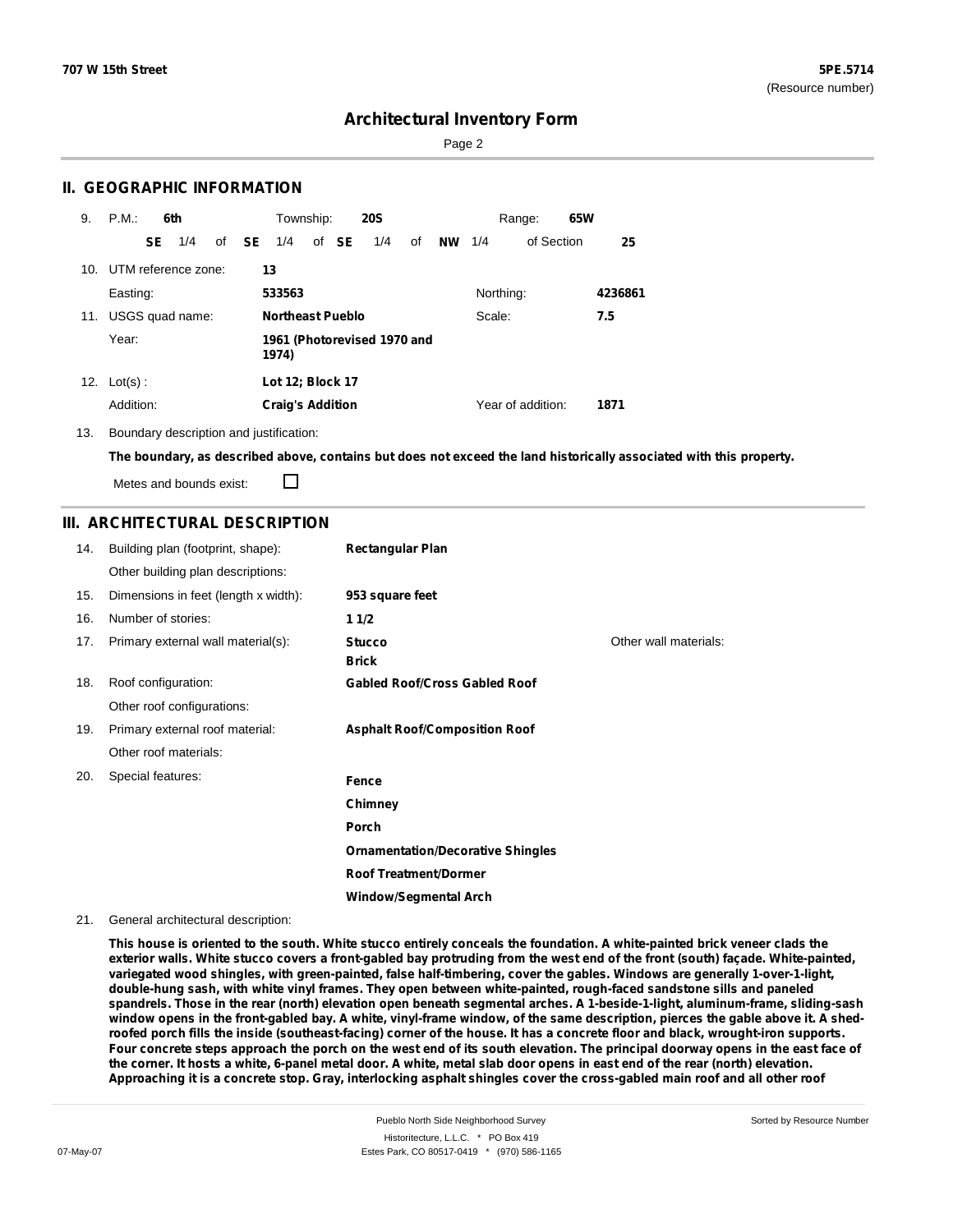# Architectural Inventory Form

## II. GEOGRAPHIC INFORMATION

9. P.M.: **6th** Township: **20S** Range: **65W**

**SE** 1/4 of **SE** 1/4 of **SE** 1/4 of **NW** 1/4 of Section **25**

10. UTM reference zone: **13**

Easting: **533563** Northing: **4236861**

11. USGS quad name: **Northeast Pueblo** Scale: **7.5**

Year: **1961 (Photorevised 1970 and 1974)**

12. Lot(s): **Lot 12; Block 17**

Addition: **Craig's Addition** Year of addition: **1871**

13. Boundary description and justification:

**The boundary, as described above, contains but does not exceed the land historically associated with this property.**

Metes and bounds exist: ☐

## III. ARCHITECTURAL DESCRIPTION

| | | | |
|---|---|---|---|
| 14. | Building plan (footprint, shape): | **Rectangular Plan** | |
| | Other building plan descriptions: | | |
| 15. | Dimensions in feet (length x width): | **953 square feet** | |
| 16. | Number of stories: | **1 1/2** | |
| 17. | Primary external wall material(s): | **Stucco**<br>**Brick** | Other wall materials: |
| 18. | Roof configuration: | **Gabled Roof/Cross Gabled Roof** | |
| | Other roof configurations: | | |
| 19. | Primary external roof material: | **Asphalt Roof/Composition Roof** | |
| | Other roof materials: | | |
| 20. | Special features: | **Fence**<br>**Chimney**<br>**Porch**<br>**Ornamentation/Decorative Shingles**<br>**Roof Treatment/Dormer**<br>**Window/Segmental Arch** | |

21. General architectural description:

**This house is oriented to the south. White stucco entirely conceals the foundation. A white-painted brick veneer clads the exterior walls. White stucco covers a front-gabled bay protruding from the west end of the front (south) façade. White-painted, variegated wood shingles, with green-painted, false half-timbering, cover the gables. Windows are generally 1-over-1-light, double-hung sash, with white vinyl frames. They open between white-painted, rough-faced sandstone sills and paneled spandrels. Those in the rear (north) elevation open beneath segmental arches. A 1-beside-1-light, aluminum-frame, sliding-sash window opens in the front-gabled bay. A white, vinyl-frame window, of the same description, pierces the gable above it. A shed-roofed porch fills the inside (southeast-facing) corner of the house. It has a concrete floor and black, wrought-iron supports. Four concrete steps approach the porch on the west end of its south elevation. The principal doorway opens in the east face of the corner. It hosts a white, 6-panel metal door. A white, metal slab door opens in east end of the rear (north) elevation. Approaching it is a concrete stop. Gray, interlocking asphalt shingles cover the cross-gabled main roof and all other roof**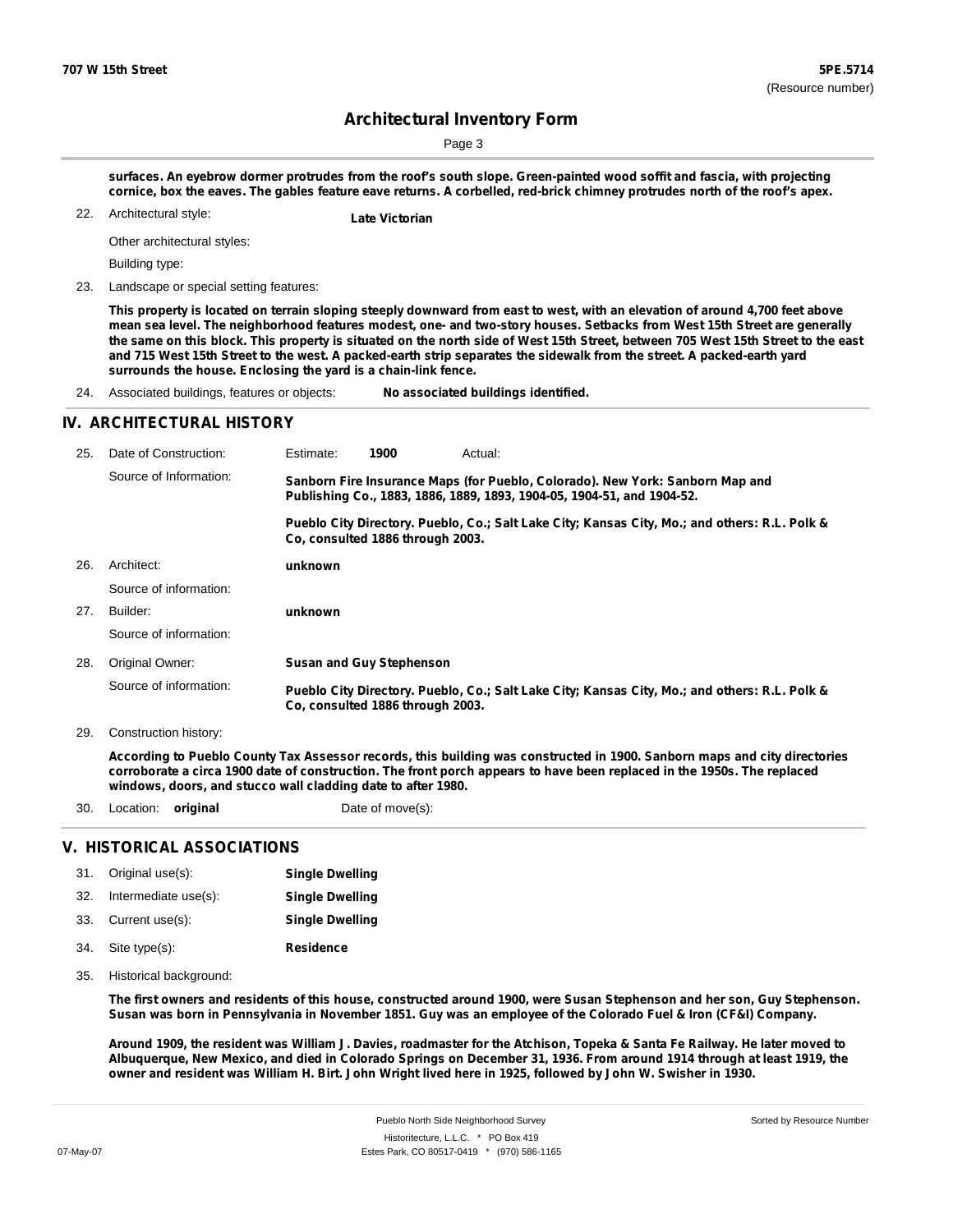surfaces. An eyebrow dormer protrudes from the roof's south slope. Green-painted wood soffit and fascia, with projecting cornice, box the eaves. The gables feature eave returns. A corbelled, red-brick chimney protrudes north of the roof's apex.

22. Architectural style: **Late Victorian**

Other architectural styles:

Building type:

23. Landscape or special setting features:

**This property is located on terrain sloping steeply downward from east to west, with an elevation of around 4,700 feet above mean sea level. The neighborhood features modest, one- and two-story houses. Setbacks from West 15th Street are generally the same on this block. This property is situated on the north side of West 15th Street, between 705 West 15th Street to the east and 715 West 15th Street to the west. A packed-earth strip separates the sidewalk from the street. A packed-earth yard surrounds the house. Enclosing the yard is a chain-link fence.**

24. Associated buildings, features or objects: **No associated buildings identified.**

## IV. ARCHITECTURAL HISTORY

25. Date of Construction: Estimate: **1900** Actual:

Source of Information: **Sanborn Fire Insurance Maps (for Pueblo, Colorado). New York: Sanborn Map and Publishing Co., 1883, 1886, 1889, 1893, 1904-05, 1904-51, and 1904-52.**

**Pueblo City Directory. Pueblo, Co.; Salt Lake City; Kansas City, Mo.; and others: R.L. Polk & Co, consulted 1886 through 2003.**

26. Architect: **unknown**

Source of information:

27. Builder: **unknown**

Source of information:

28. Original Owner: **Susan and Guy Stephenson**

Source of information: **Pueblo City Directory. Pueblo, Co.; Salt Lake City; Kansas City, Mo.; and others: R.L. Polk & Co, consulted 1886 through 2003.**

29. Construction history:

**According to Pueblo County Tax Assessor records, this building was constructed in 1900. Sanborn maps and city directories corroborate a circa 1900 date of construction. The front porch appears to have been replaced in the 1950s. The replaced windows, doors, and stucco wall cladding date to after 1980.**

30. Location: **original** Date of move(s):

## V. HISTORICAL ASSOCIATIONS

31. Original use(s): **Single Dwelling**
32. Intermediate use(s): **Single Dwelling**
33. Current use(s): **Single Dwelling**
34. Site type(s): **Residence**
35. Historical background:

**The first owners and residents of this house, constructed around 1900, were Susan Stephenson and her son, Guy Stephenson. Susan was born in Pennsylvania in November 1851. Guy was an employee of the Colorado Fuel & Iron (CF&I) Company.**

**Around 1909, the resident was William J. Davies, roadmaster for the Atchison, Topeka & Santa Fe Railway. He later moved to Albuquerque, New Mexico, and died in Colorado Springs on December 31, 1936. From around 1914 through at least 1919, the owner and resident was William H. Birt. John Wright lived here in 1925, followed by John W. Swisher in 1930.**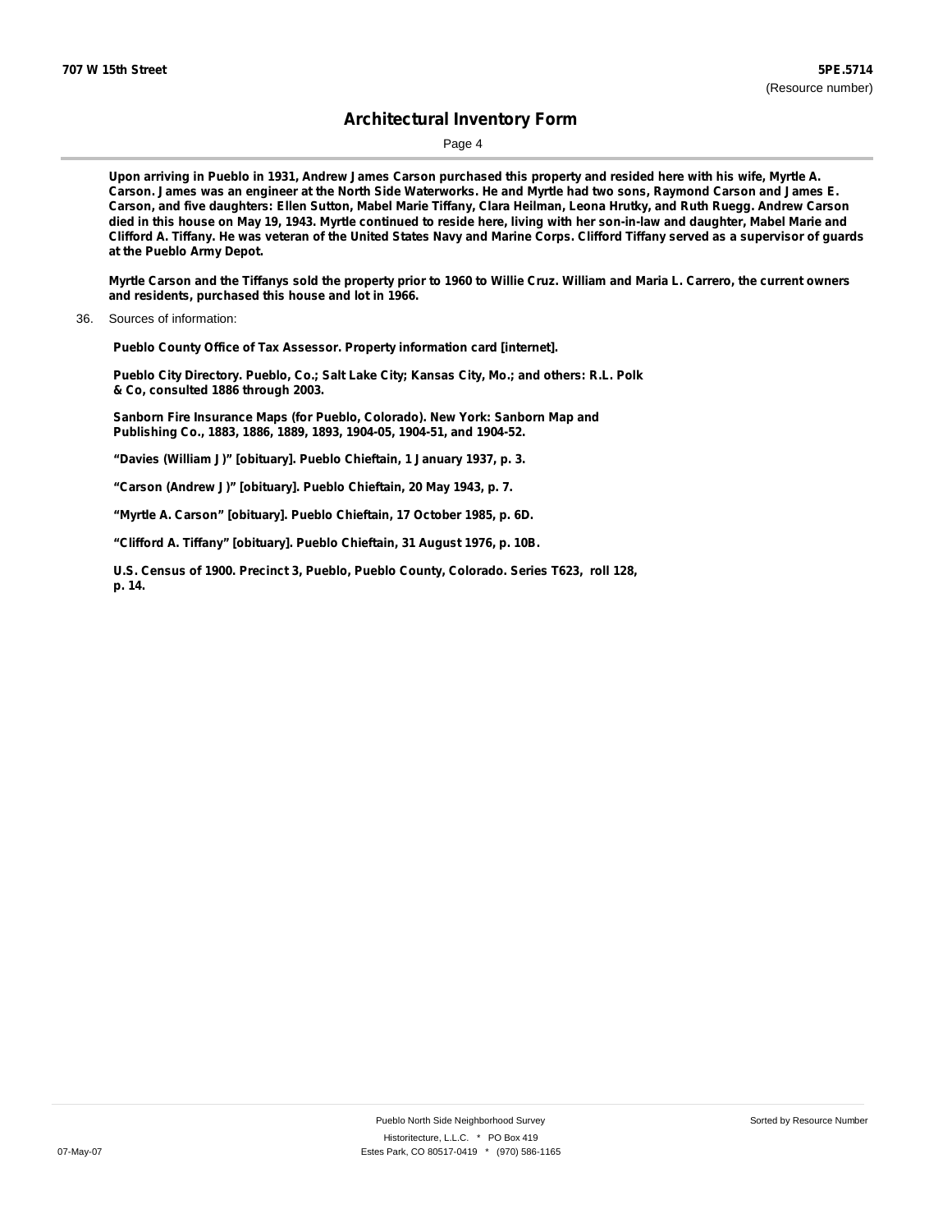**Upon arriving in Pueblo in 1931, Andrew James Carson purchased this property and resided here with his wife, Myrtle A. Carson. James was an engineer at the North Side Waterworks. He and Myrtle had two sons, Raymond Carson and James E. Carson, and five daughters: Ellen Sutton, Mabel Marie Tiffany, Clara Heilman, Leona Hrutky, and Ruth Ruegg. Andrew Carson died in this house on May 19, 1943. Myrtle continued to reside here, living with her son-in-law and daughter, Mabel Marie and Clifford A. Tiffany. He was veteran of the United States Navy and Marine Corps. Clifford Tiffany served as a supervisor of guards at the Pueblo Army Depot.**

**Myrtle Carson and the Tiffanys sold the property prior to 1960 to Willie Cruz. William and Maria L. Carrero, the current owners and residents, purchased this house and lot in 1966.**

36. Sources of information:

**Pueblo County Office of Tax Assessor. Property information card [internet].**

**Pueblo City Directory. Pueblo, Co.; Salt Lake City; Kansas City, Mo.; and others: R.L. Polk & Co, consulted 1886 through 2003.**

**Sanborn Fire Insurance Maps (for Pueblo, Colorado). New York: Sanborn Map and Publishing Co., 1883, 1886, 1889, 1893, 1904-05, 1904-51, and 1904-52.**

**"Davies (William J)" [obituary]. Pueblo Chieftain, 1 January 1937, p. 3.**

**"Carson (Andrew J)" [obituary]. Pueblo Chieftain, 20 May 1943, p. 7.**

**"Myrtle A. Carson" [obituary]. Pueblo Chieftain, 17 October 1985, p. 6D.**

**"Clifford A. Tiffany" [obituary]. Pueblo Chieftain, 31 August 1976, p. 10B.**

**U.S. Census of 1900. Precinct 3, Pueblo, Pueblo County, Colorado. Series T623, roll 128, p. 14.**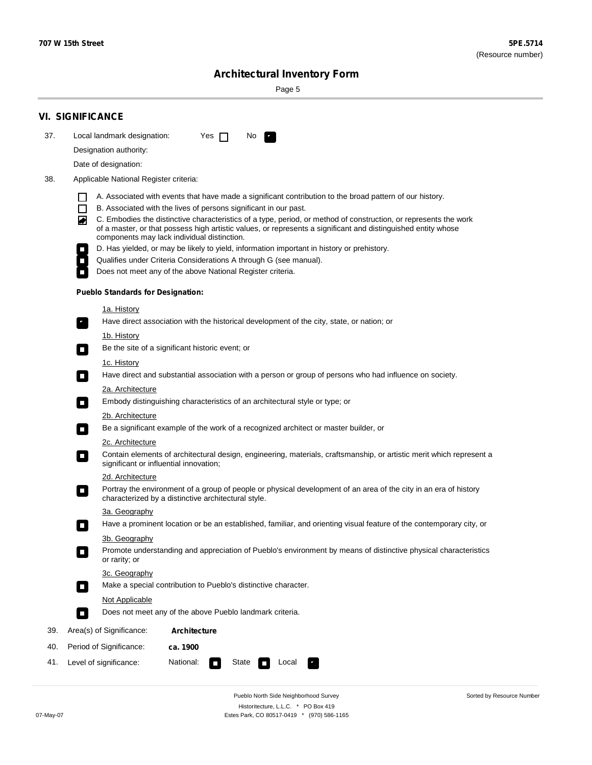## VI. SIGNIFICANCE

37. Local landmark designation: Yes ☐ No ☑

Designation authority:

Date of designation:

38. Applicable National Register criteria:

- ☐ A. Associated with events that have made a significant contribution to the broad pattern of our history.
- ☐ B. Associated with the lives of persons significant in our past.
- ☑ C. Embodies the distinctive characteristics of a type, period, or method of construction, or represents the work of a master, or that possess high artistic values, or represents a significant and distinguished entity whose components may lack individual distinction.
- ☐ D. Has yielded, or may be likely to yield, information important in history or prehistory.
- ☐ Qualifies under Criteria Considerations A through G (see manual).
- ☐ Does not meet any of the above National Register criteria.

**Pueblo Standards for Designation:**

1a. History

☑ Have direct association with the historical development of the city, state, or nation; or

1b. History

☐ Be the site of a significant historic event; or

1c. History

☐ Have direct and substantial association with a person or group of persons who had influence on society.

2a. Architecture

☐ Embody distinguishing characteristics of an architectural style or type; or

2b. Architecture

☐ Be a significant example of the work of a recognized architect or master builder, or

2c. Architecture

☐ Contain elements of architectural design, engineering, materials, craftsmanship, or artistic merit which represent a significant or influential innovation;

2d. Architecture

☐ Portray the environment of a group of people or physical development of an area of the city in an era of history characterized by a distinctive architectural style.

3a. Geography

☐ Have a prominent location or be an established, familiar, and orienting visual feature of the contemporary city, or

3b. Geography

☐ Promote understanding and appreciation of Pueblo's environment by means of distinctive physical characteristics or rarity; or

3c. Geography

☐ Make a special contribution to Pueblo's distinctive character.

Not Applicable

☐ Does not meet any of the above Pueblo landmark criteria.

39. Area(s) of Significance: **Architecture**

40. Period of Significance: **ca. 1900**

41. Level of significance: National: ☐ State ☐ Local ☑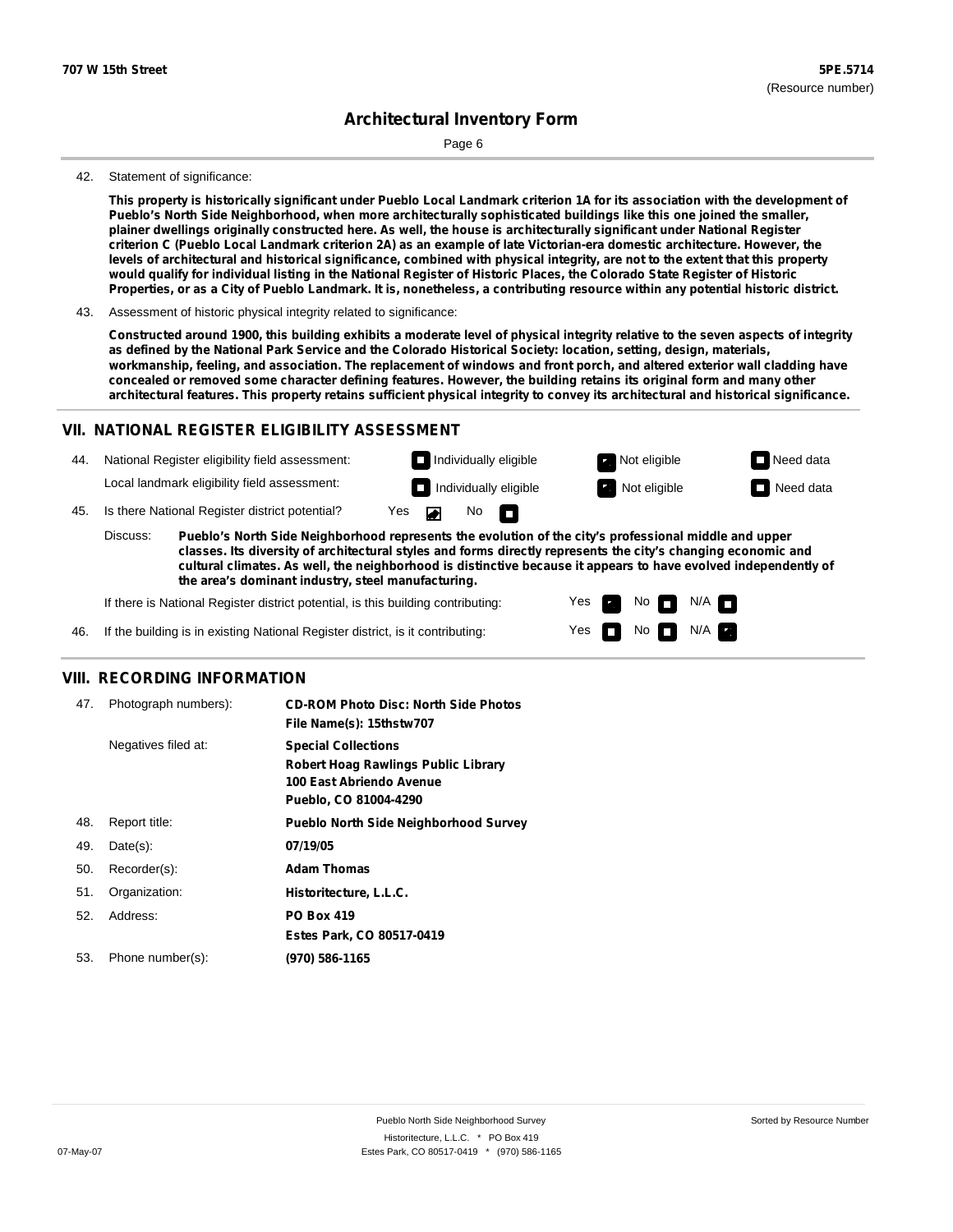42. Statement of significance:

**This property is historically significant under Pueblo Local Landmark criterion 1A for its association with the development of Pueblo's North Side Neighborhood, when more architecturally sophisticated buildings like this one joined the smaller, plainer dwellings originally constructed here. As well, the house is architecturally significant under National Register criterion C (Pueblo Local Landmark criterion 2A) as an example of late Victorian-era domestic architecture. However, the levels of architectural and historical significance, combined with physical integrity, are not to the extent that this property would qualify for individual listing in the National Register of Historic Places, the Colorado State Register of Historic Properties, or as a City of Pueblo Landmark. It is, nonetheless, a contributing resource within any potential historic district.**

43. Assessment of historic physical integrity related to significance:

**Constructed around 1900, this building exhibits a moderate level of physical integrity relative to the seven aspects of integrity as defined by the National Park Service and the Colorado Historical Society: location, setting, design, materials, workmanship, feeling, and association. The replacement of windows and front porch, and altered exterior wall cladding have concealed or removed some character defining features. However, the building retains its original form and many other architectural features. This property retains sufficient physical integrity to convey its architectural and historical significance.**

## VII. NATIONAL REGISTER ELIGIBILITY ASSESSMENT

44. National Register eligibility field assessment: ☐ Individually eligible ☒ Not eligible ☐ Need data

Local landmark eligibility field assessment: ☐ Individually eligible ☒ Not eligible ☐ Need data

45. Is there National Register district potential? Yes ☒ No ☐

Discuss: **Pueblo's North Side Neighborhood represents the evolution of the city's professional middle and upper classes. Its diversity of architectural styles and forms directly represents the city's changing economic and cultural climates. As well, the neighborhood is distinctive because it appears to have evolved independently of the area's dominant industry, steel manufacturing.**

If there is National Register district potential, is this building contributing: Yes ☒ No ☐ N/A ☐

46. If the building is in existing National Register district, is it contributing: Yes ☐ No ☐ N/A ☒

## VIII. RECORDING INFORMATION

47. Photograph numbers): **CD-ROM Photo Disc: North Side Photos**
**File Name(s): 15thstw707**

Negatives filed at: **Special Collections**
**Robert Hoag Rawlings Public Library**
**100 East Abriendo Avenue**
**Pueblo, CO 81004-4290**

48. Report title: **Pueblo North Side Neighborhood Survey**

49. Date(s): **07/19/05**

50. Recorder(s): **Adam Thomas**

51. Organization: **Historitecture, L.L.C.**

52. Address: **PO Box 419**
**Estes Park, CO 80517-0419**

53. Phone number(s): **(970) 586-1165**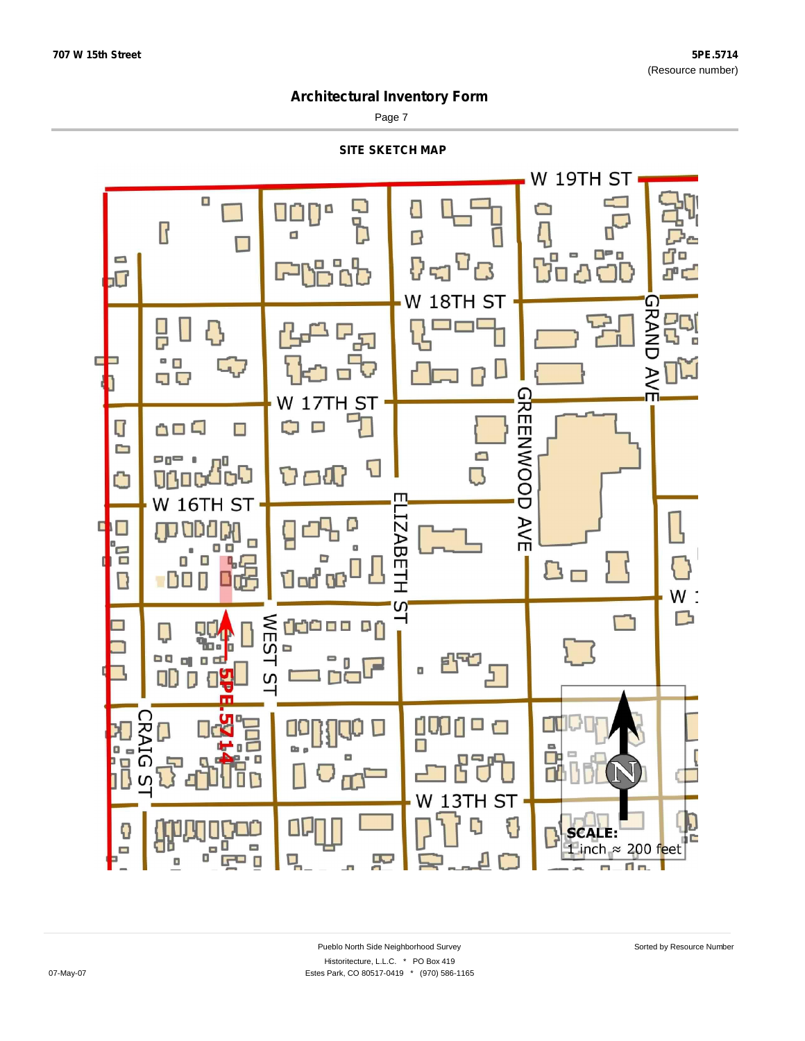# Architectural Inventory Form

## SITE SKETCH MAP

W 19TH ST

W 18TH ST

W 17TH ST

W 16TH ST

GRAND AVE

GREENWOOD AVE

ELIZABETH ST

WEST ST

CRAIG ST

W 13TH ST

W 1

5PE.5714

N

**SCALE:**
1 inch ≈ 200 feet

Pueblo North Side Neighborhood Survey

Historitecture, L.L.C. * PO Box 419

Estes Park, CO 80517-0419 * (970) 586-1165

Sorted by Resource Number

07-May-07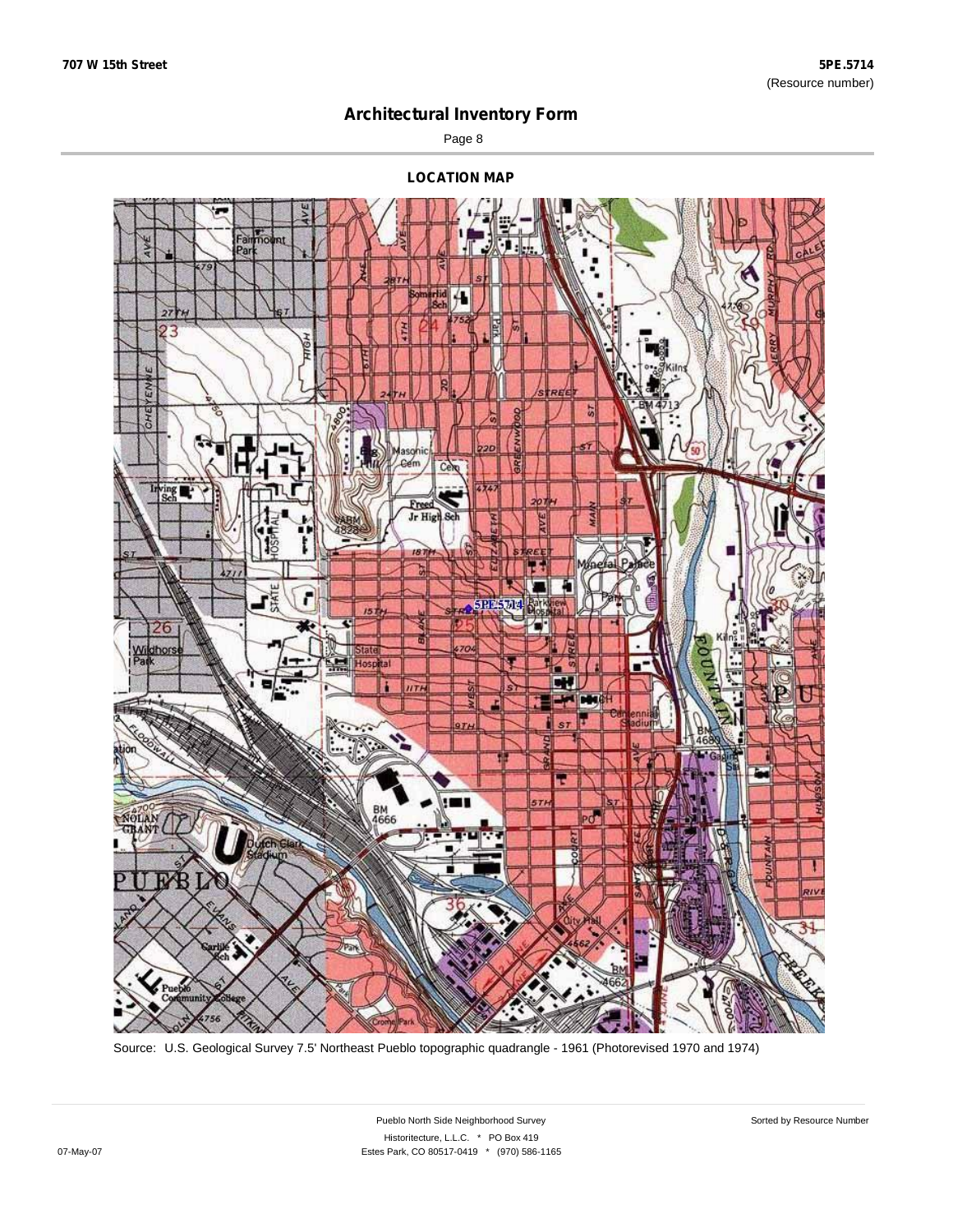# Architectural Inventory Form

## LOCATION MAP

Source: U.S. Geological Survey 7.5' Northeast Pueblo topographic quadrangle - 1961 (Photorevised 1970 and 1974)